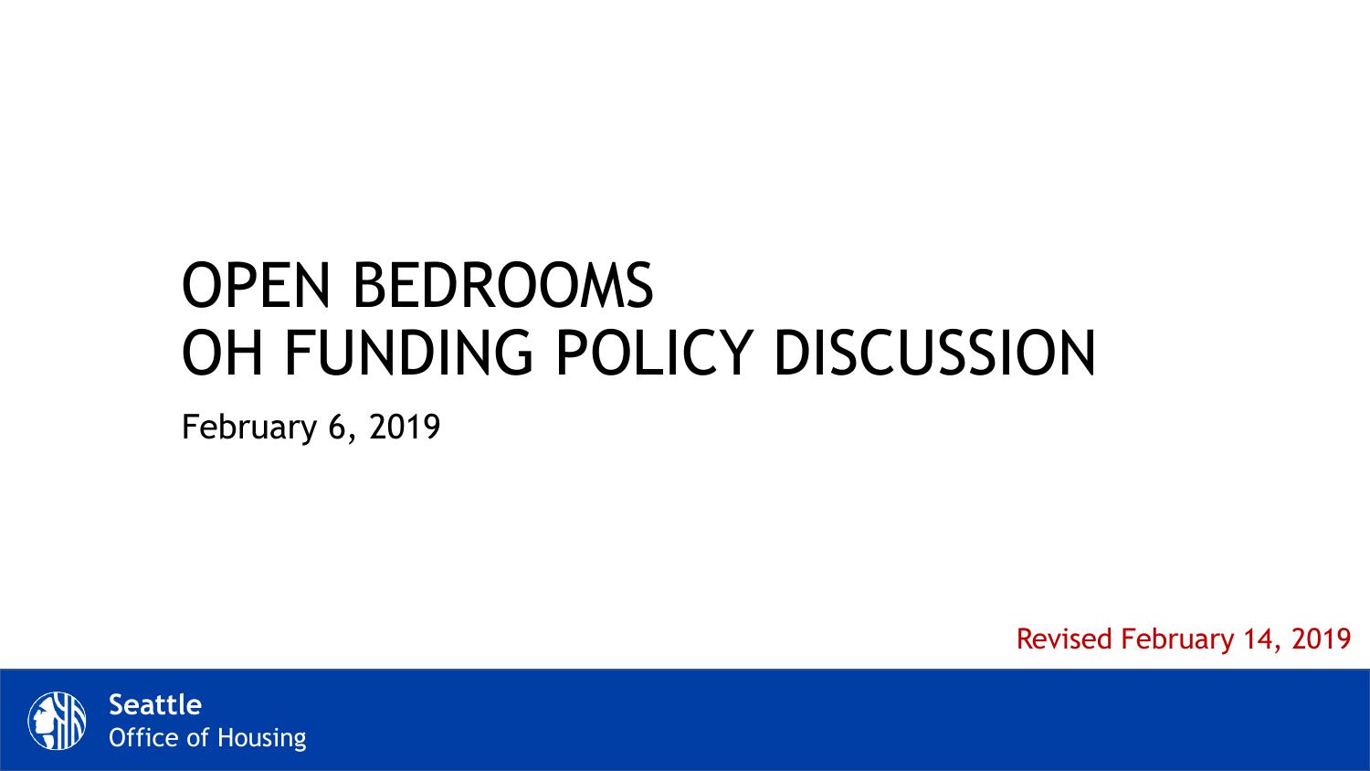# OPEN BEDROOMS
# OH FUNDING POLICY DISCUSSION

February 6, 2019

Revised February 14, 2019

**Seattle**
Office of Housing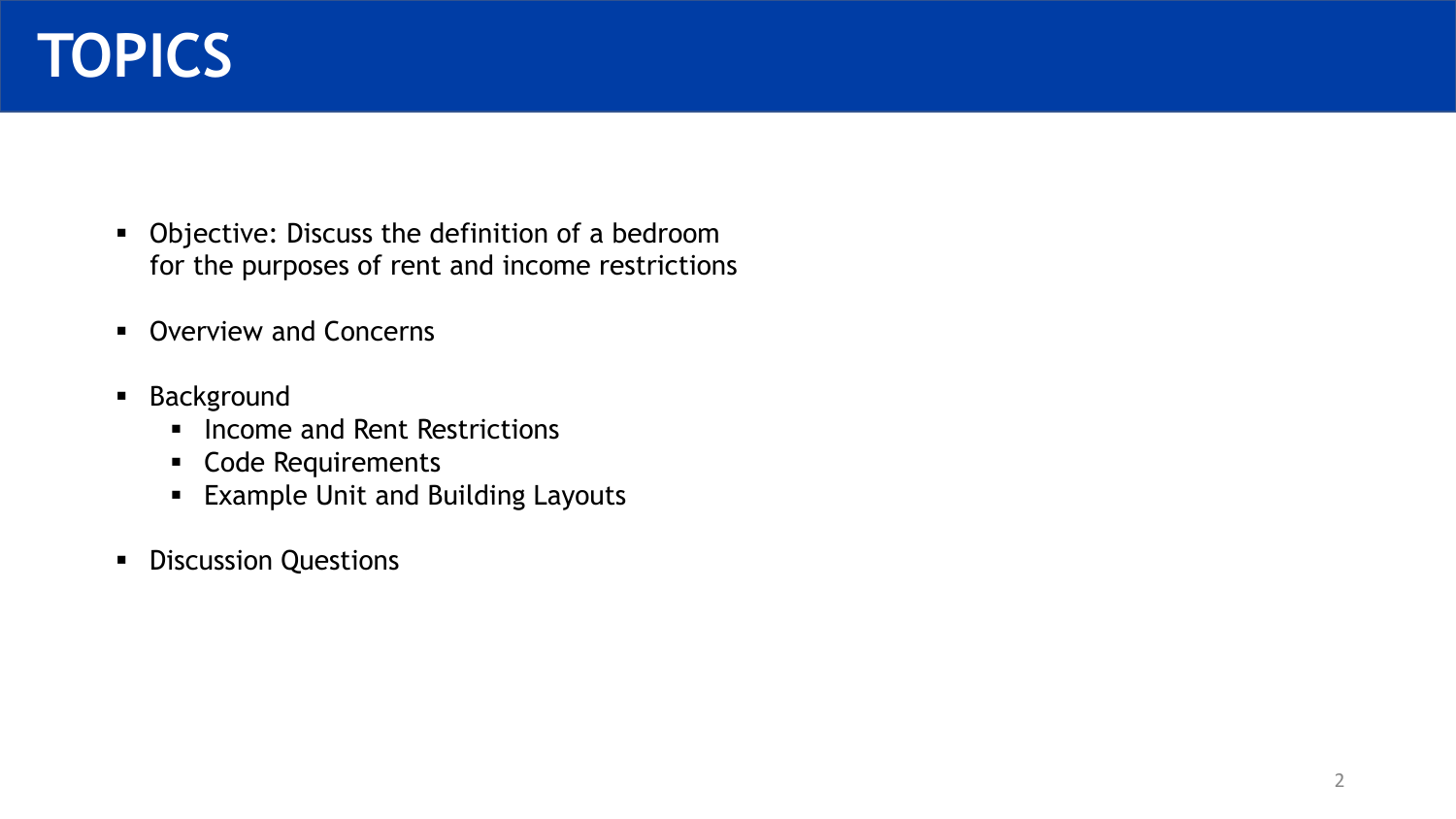# TOPICS

- Objective: Discuss the definition of a bedroom for the purposes of rent and income restrictions
- Overview and Concerns
- Background
  - Income and Rent Restrictions
  - Code Requirements
  - Example Unit and Building Layouts
- Discussion Questions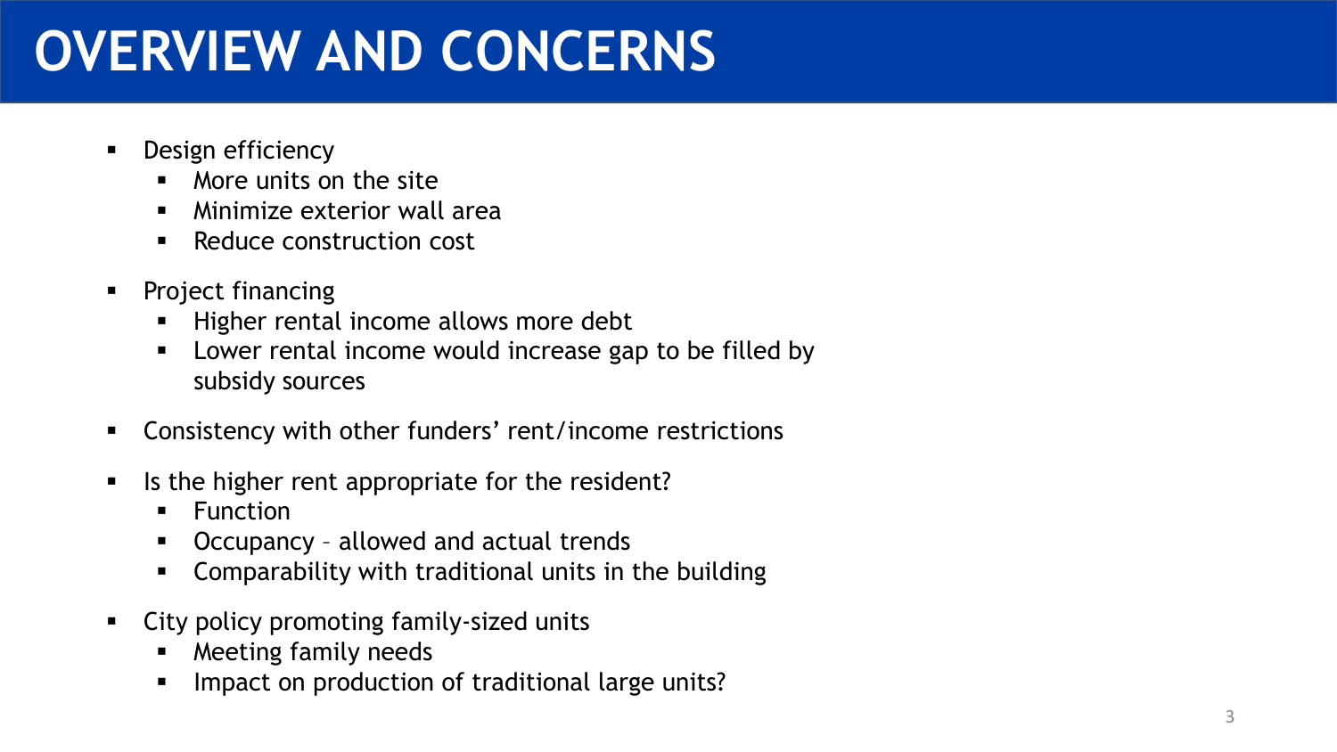# OVERVIEW AND CONCERNS

- Design efficiency
  - More units on the site
  - Minimize exterior wall area
  - Reduce construction cost
- Project financing
  - Higher rental income allows more debt
  - Lower rental income would increase gap to be filled by subsidy sources
- Consistency with other funders' rent/income restrictions
- Is the higher rent appropriate for the resident?
  - Function
  - Occupancy – allowed and actual trends
  - Comparability with traditional units in the building
- City policy promoting family-sized units
  - Meeting family needs
  - Impact on production of traditional large units?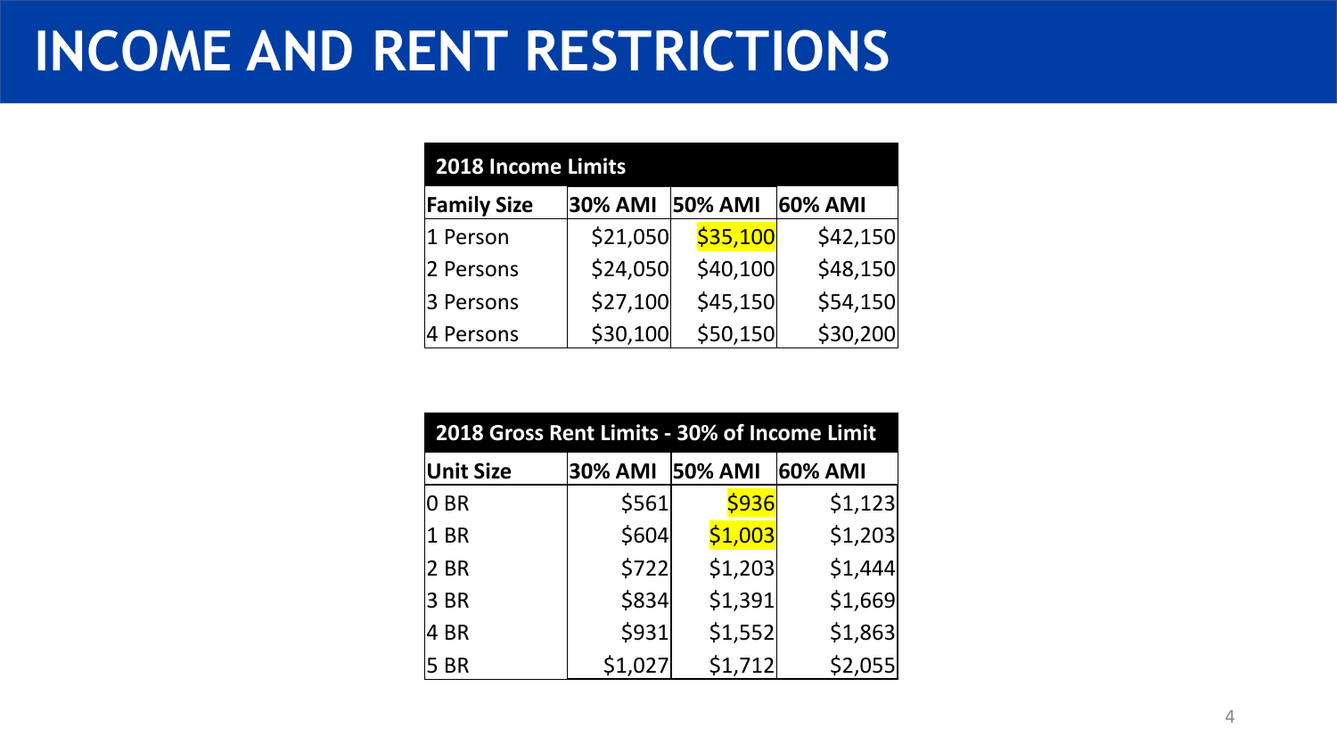# INCOME AND RENT RESTRICTIONS

| 2018 Income Limits | | | |
|---|---|---|---|
| **Family Size** | **30% AMI** | **50% AMI** | **60% AMI** |
| 1 Person | $21,050 | $35,100 | $42,150 |
| 2 Persons | $24,050 | $40,100 | $48,150 |
| 3 Persons | $27,100 | $45,150 | $54,150 |
| 4 Persons | $30,100 | $50,150 | $30,200 |

| 2018 Gross Rent Limits - 30% of Income Limit | | | |
|---|---|---|---|
| **Unit Size** | **30% AMI** | **50% AMI** | **60% AMI** |
| 0 BR | $561 | $936 | $1,123 |
| 1 BR | $604 | $1,003 | $1,203 |
| 2 BR | $722 | $1,203 | $1,444 |
| 3 BR | $834 | $1,391 | $1,669 |
| 4 BR | $931 | $1,552 | $1,863 |
| 5 BR | $1,027 | $1,712 | $2,055 |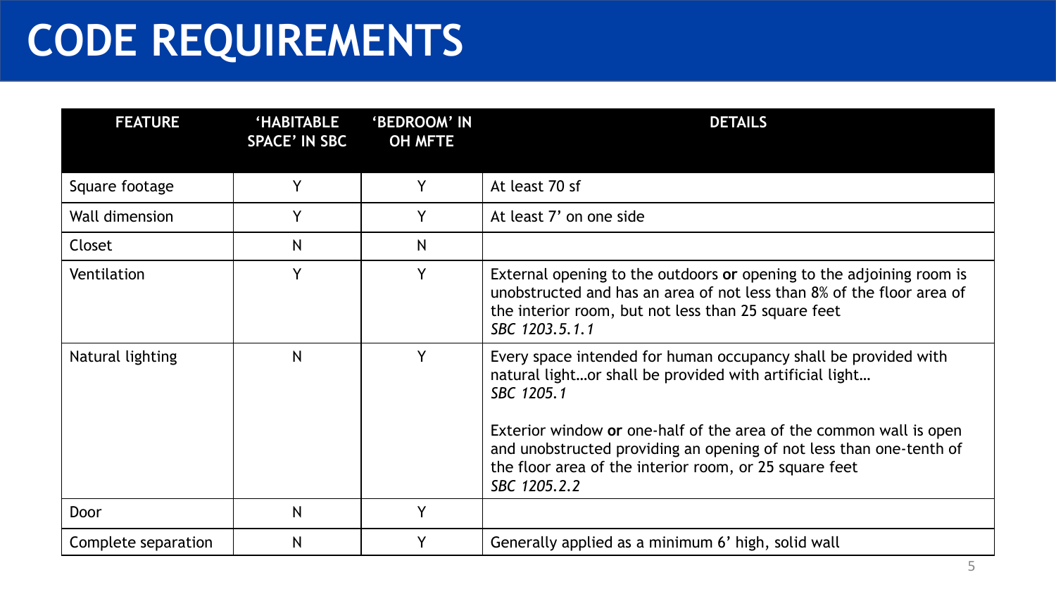# CODE REQUIREMENTS

| FEATURE | 'HABITABLE SPACE' IN SBC | 'BEDROOM' IN OH MFTE | DETAILS |
|---|---|---|---|
| Square footage | Y | Y | At least 70 sf |
| Wall dimension | Y | Y | At least 7' on one side |
| Closet | N | N | |
| Ventilation | Y | Y | External opening to the outdoors **or** opening to the adjoining room is unobstructed and has an area of not less than 8% of the floor area of the interior room, but not less than 25 square feet<br>*SBC 1203.5.1.1* |
| Natural lighting | N | Y | Every space intended for human occupancy shall be provided with natural light…or shall be provided with artificial light…<br>*SBC 1205.1*<br><br>Exterior window **or** one-half of the area of the common wall is open and unobstructed providing an opening of not less than one-tenth of the floor area of the interior room, or 25 square feet<br>*SBC 1205.2.2* |
| Door | N | Y | |
| Complete separation | N | Y | Generally applied as a minimum 6' high, solid wall |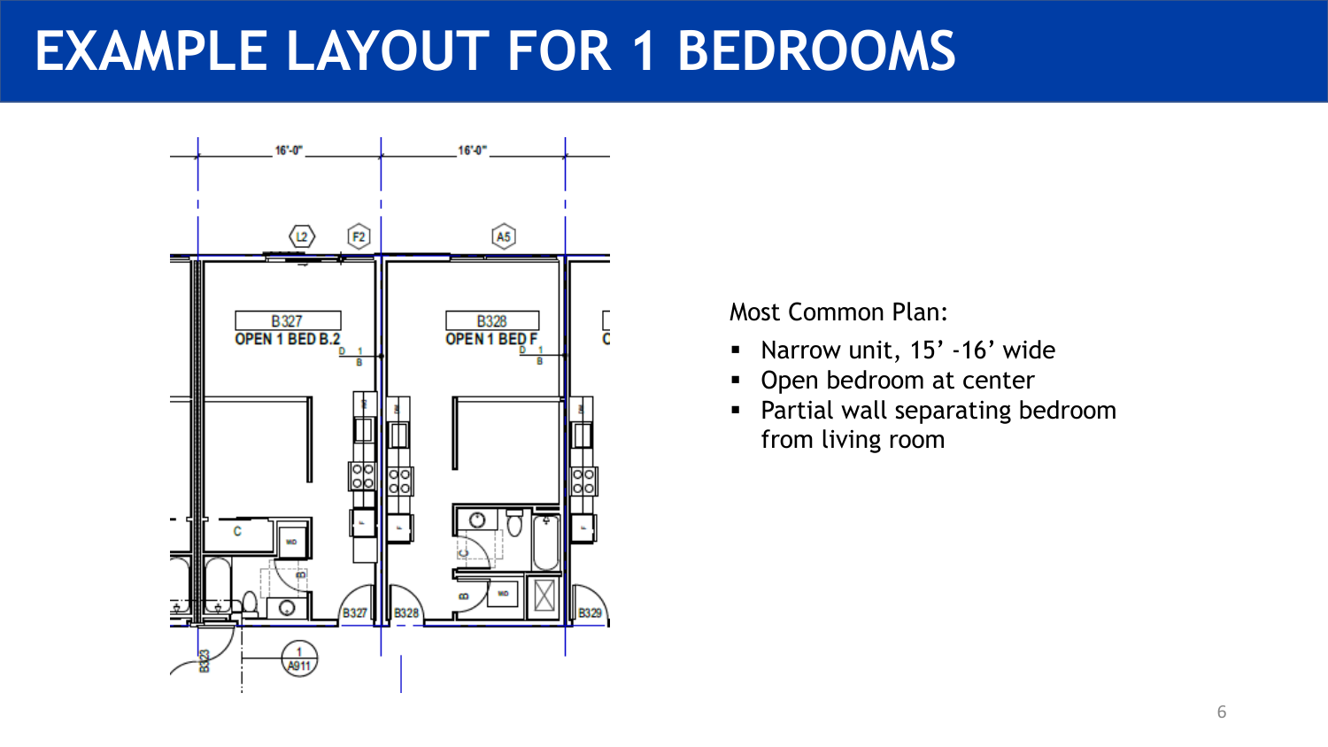# EXAMPLE LAYOUT FOR 1 BEDROOMS

Most Common Plan:

- Narrow unit, 15' -16' wide
- Open bedroom at center
- Partial wall separating bedroom from living room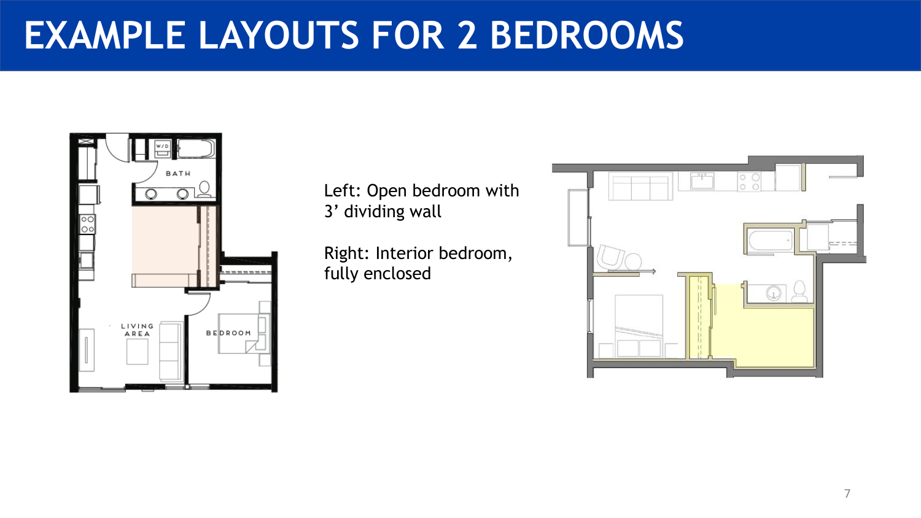# EXAMPLE LAYOUTS FOR 2 BEDROOMS

Left: Open bedroom with 3’ dividing wall

Right: Interior bedroom, fully enclosed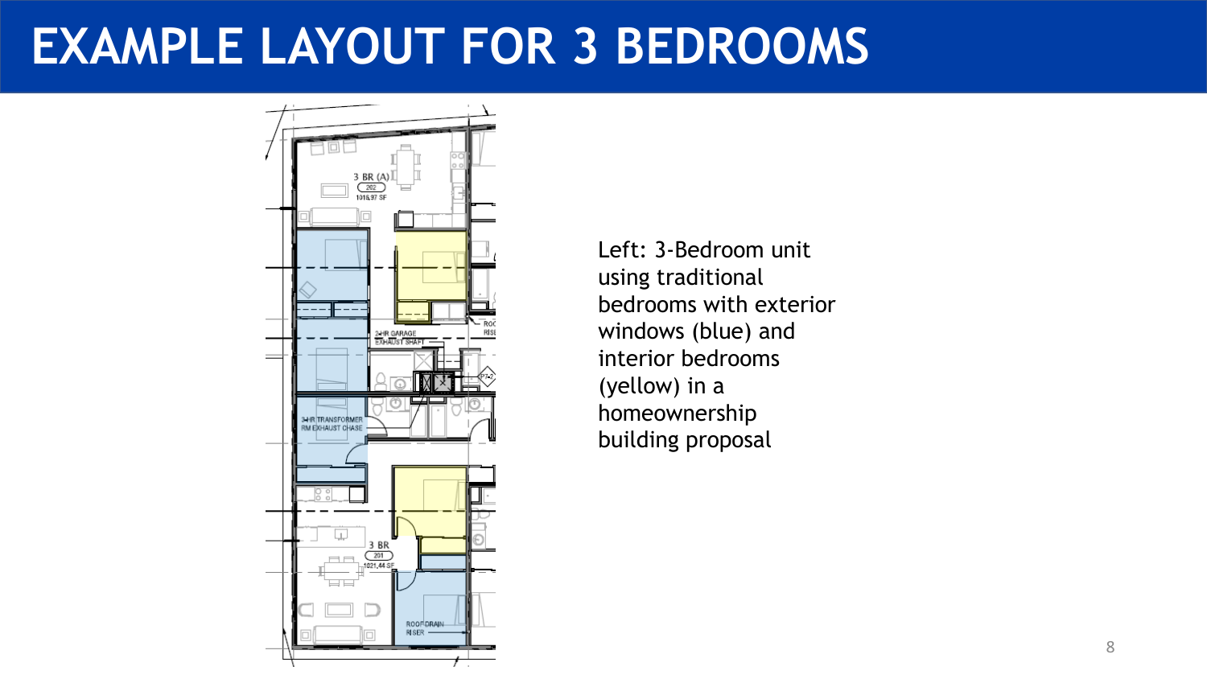# EXAMPLE LAYOUT FOR 3 BEDROOMS

Left: 3-Bedroom unit using traditional bedrooms with exterior windows (blue) and interior bedrooms (yellow) in a homeownership building proposal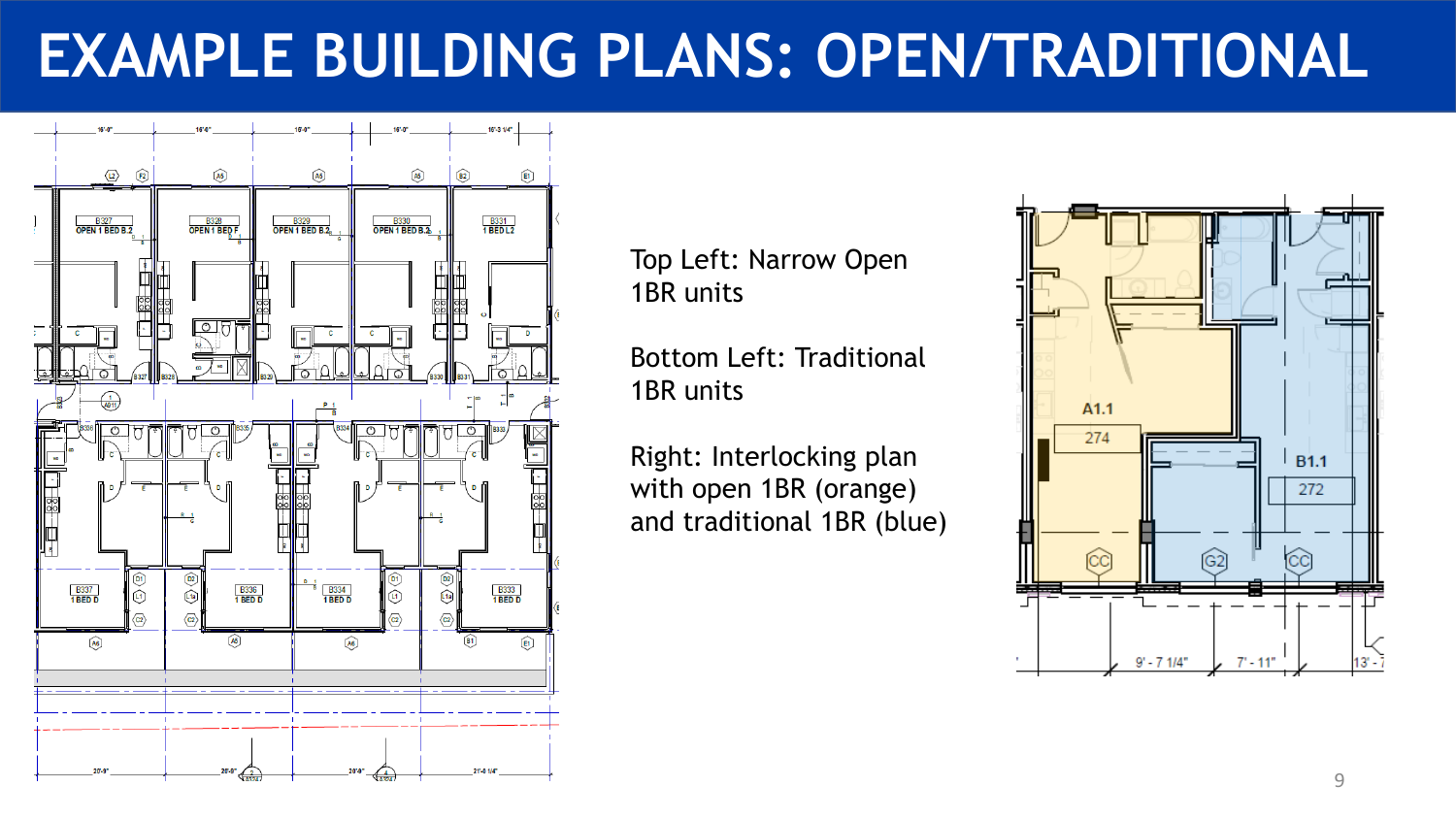# EXAMPLE BUILDING PLANS: OPEN/TRADITIONAL

Top Left: Narrow Open 1BR units

Bottom Left: Traditional 1BR units

Right: Interlocking plan with open 1BR (orange) and traditional 1BR (blue)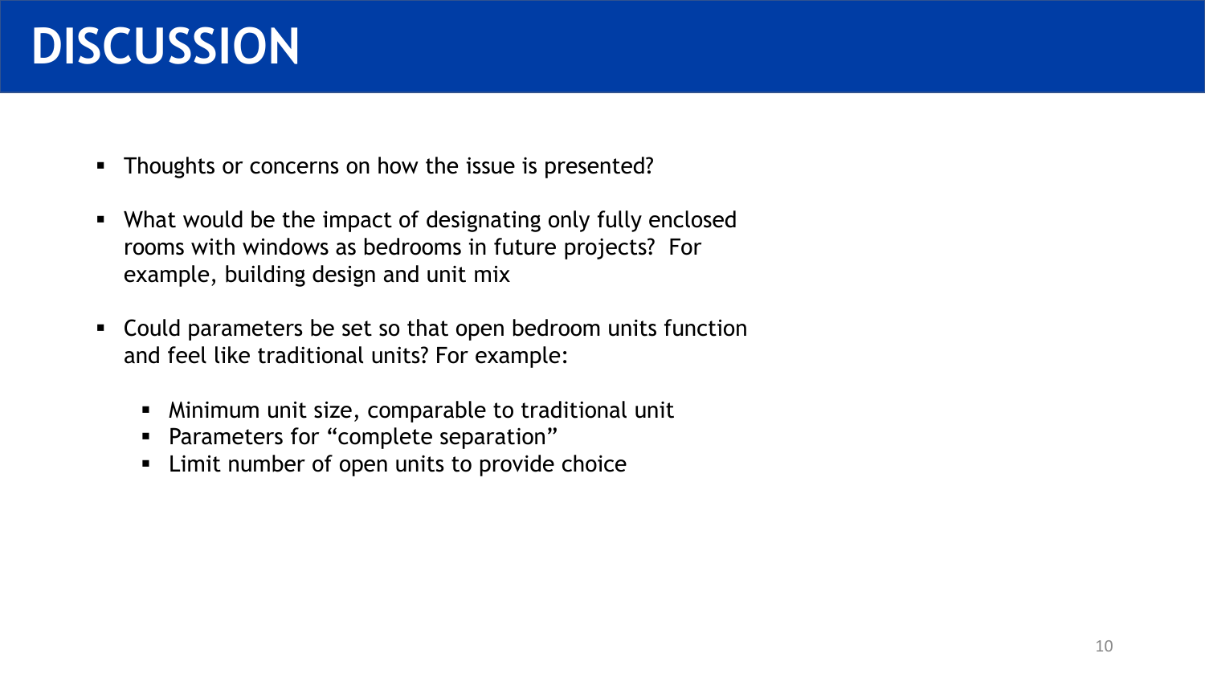# DISCUSSION

- Thoughts or concerns on how the issue is presented?
- What would be the impact of designating only fully enclosed rooms with windows as bedrooms in future projects? For example, building design and unit mix
- Could parameters be set so that open bedroom units function and feel like traditional units? For example:
  - Minimum unit size, comparable to traditional unit
  - Parameters for “complete separation”
  - Limit number of open units to provide choice